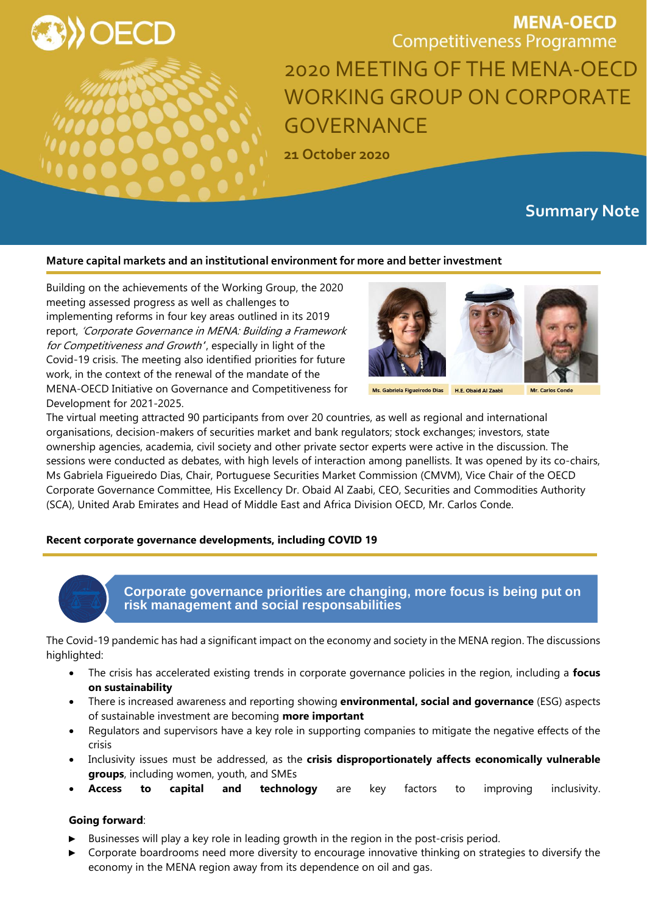**MENA-OECD**
Competitiveness Programme

# 2020 MEETING OF THE MENA-OECD WORKING GROUP ON CORPORATE GOVERNANCE

**21 October 2020**

## Summary Note

### Mature capital markets and an institutional environment for more and better investment

Building on the achievements of the Working Group, the 2020 meeting assessed progress as well as challenges to implementing reforms in four key areas outlined in its 2019 report, *'Corporate Governance in MENA: Building a Framework for Competitiveness and Growth'*, especially in light of the Covid-19 crisis. The meeting also identified priorities for future work, in the context of the renewal of the mandate of the MENA-OECD Initiative on Governance and Competitiveness for Development for 2021-2025.

Ms. Gabriela Figueiredo Dias | H.E. Obaid Al Zaabi | Mr. Carlos Conde

The virtual meeting attracted 90 participants from over 20 countries, as well as regional and international organisations, decision-makers of securities market and bank regulators; stock exchanges; investors, state ownership agencies, academia, civil society and other private sector experts were active in the discussion. The sessions were conducted as debates, with high levels of interaction among panellists. It was opened by its co-chairs, Ms Gabriela Figueiredo Dias, Chair, Portuguese Securities Market Commission (CMVM), Vice Chair of the OECD Corporate Governance Committee, His Excellency Dr. Obaid Al Zaabi, CEO, Securities and Commodities Authority (SCA), United Arab Emirates and Head of Middle East and Africa Division OECD, Mr. Carlos Conde.

### Recent corporate governance developments, including COVID 19

**Corporate governance priorities are changing, more focus is being put on risk management and social responsabilities**

The Covid-19 pandemic has had a significant impact on the economy and society in the MENA region. The discussions highlighted:

- The crisis has accelerated existing trends in corporate governance policies in the region, including a **focus on sustainability**
- There is increased awareness and reporting showing **environmental, social and governance** (ESG) aspects of sustainable investment are becoming **more important**
- Regulators and supervisors have a key role in supporting companies to mitigate the negative effects of the crisis
- Inclusivity issues must be addressed, as the **crisis disproportionately affects economically vulnerable groups**, including women, youth, and SMEs
- **Access to capital and technology** are key factors to improving inclusivity.

**Going forward**:

- Businesses will play a key role in leading growth in the region in the post-crisis period.
- Corporate boardrooms need more diversity to encourage innovative thinking on strategies to diversify the economy in the MENA region away from its dependence on oil and gas.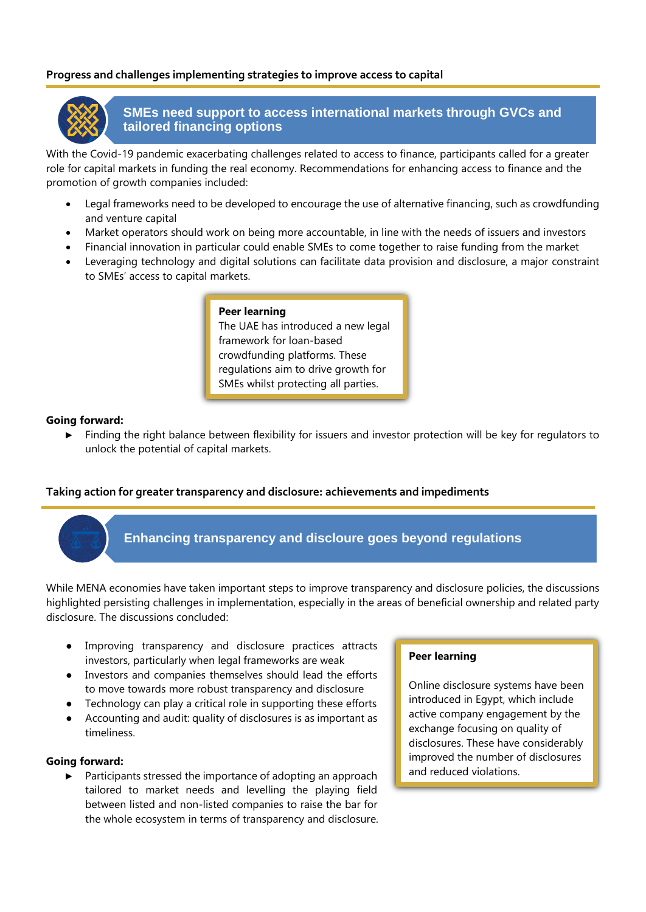## Progress and challenges implementing strategies to improve access to capital

### SMEs need support to access international markets through GVCs and tailored financing options

With the Covid-19 pandemic exacerbating challenges related to access to finance, participants called for a greater role for capital markets in funding the real economy. Recommendations for enhancing access to finance and the promotion of growth companies included:

- Legal frameworks need to be developed to encourage the use of alternative financing, such as crowdfunding and venture capital
- Market operators should work on being more accountable, in line with the needs of issuers and investors
- Financial innovation in particular could enable SMEs to come together to raise funding from the market
- Leveraging technology and digital solutions can facilitate data provision and disclosure, a major constraint to SMEs' access to capital markets.

> **Peer learning**
> The UAE has introduced a new legal framework for loan-based crowdfunding platforms. These regulations aim to drive growth for SMEs whilst protecting all parties.

**Going forward:**

- Finding the right balance between flexibility for issuers and investor protection will be key for regulators to unlock the potential of capital markets.

## Taking action for greater transparency and disclosure: achievements and impediments

### Enhancing transparency and disclosure goes beyond regulations

While MENA economies have taken important steps to improve transparency and disclosure policies, the discussions highlighted persisting challenges in implementation, especially in the areas of beneficial ownership and related party disclosure. The discussions concluded:

- Improving transparency and disclosure practices attracts investors, particularly when legal frameworks are weak
- Investors and companies themselves should lead the efforts to move towards more robust transparency and disclosure
- Technology can play a critical role in supporting these efforts
- Accounting and audit: quality of disclosures is as important as timeliness.

**Going forward:**

- Participants stressed the importance of adopting an approach tailored to market needs and levelling the playing field between listed and non-listed companies to raise the bar for the whole ecosystem in terms of transparency and disclosure.

> **Peer learning**
>
> Online disclosure systems have been introduced in Egypt, which include active company engagement by the exchange focusing on quality of disclosures. These have considerably improved the number of disclosures and reduced violations.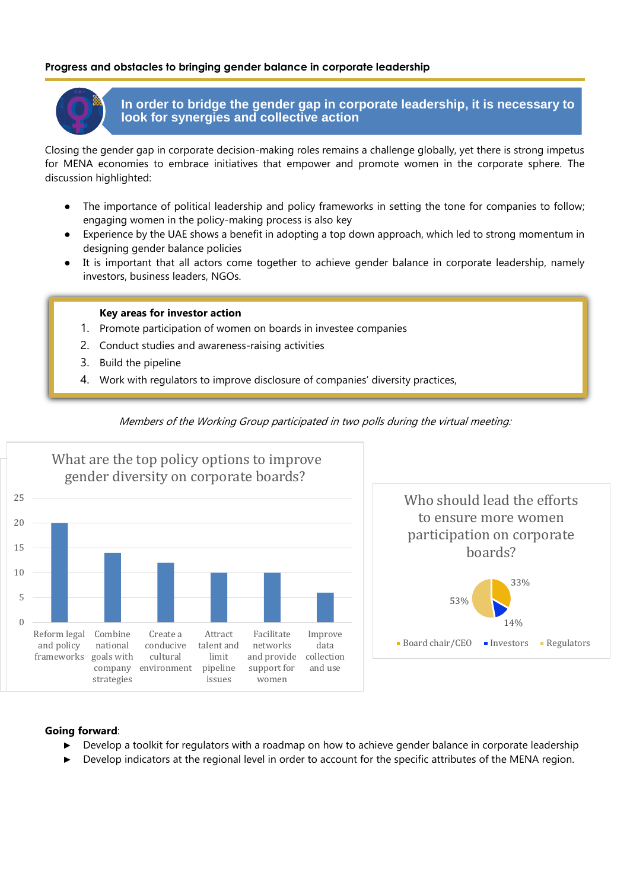**Progress and obstacles to bringing gender balance in corporate leadership**

## In order to bridge the gender gap in corporate leadership, it is necessary to look for synergies and collective action

Closing the gender gap in corporate decision-making roles remains a challenge globally, yet there is strong impetus for MENA economies to embrace initiatives that empower and promote women in the corporate sphere. The discussion highlighted:

- The importance of political leadership and policy frameworks in setting the tone for companies to follow; engaging women in the policy-making process is also key
- Experience by the UAE shows a benefit in adopting a top down approach, which led to strong momentum in designing gender balance policies
- It is important that all actors come together to achieve gender balance in corporate leadership, namely investors, business leaders, NGOs.

**Key areas for investor action**

1. Promote participation of women on boards in investee companies
2. Conduct studies and awareness-raising activities
3. Build the pipeline
4. Work with regulators to improve disclosure of companies' diversity practices,

*Members of the Working Group participated in two polls during the virtual meeting:*

**What are the top policy options to improve gender diversity on corporate boards?**

| Policy option | Votes |
|---|---|
| Reform legal and policy frameworks | 20 |
| Combine national goals with company strategies | 14 |
| Create a conducive cultural environment | 12 |
| Attract talent and limit pipeline issues | 10 |
| Facilitate networks and provide support for women | 10 |
| Improve data collection and use | 6 |

**Who should lead the efforts to ensure more women participation on corporate boards?**

| Actor | Share |
|---|---|
| Board chair/CEO | 33% |
| Investors | 14% |
| Regulators | 53% |

**Going forward**:

- Develop a toolkit for regulators with a roadmap on how to achieve gender balance in corporate leadership
- Develop indicators at the regional level in order to account for the specific attributes of the MENA region.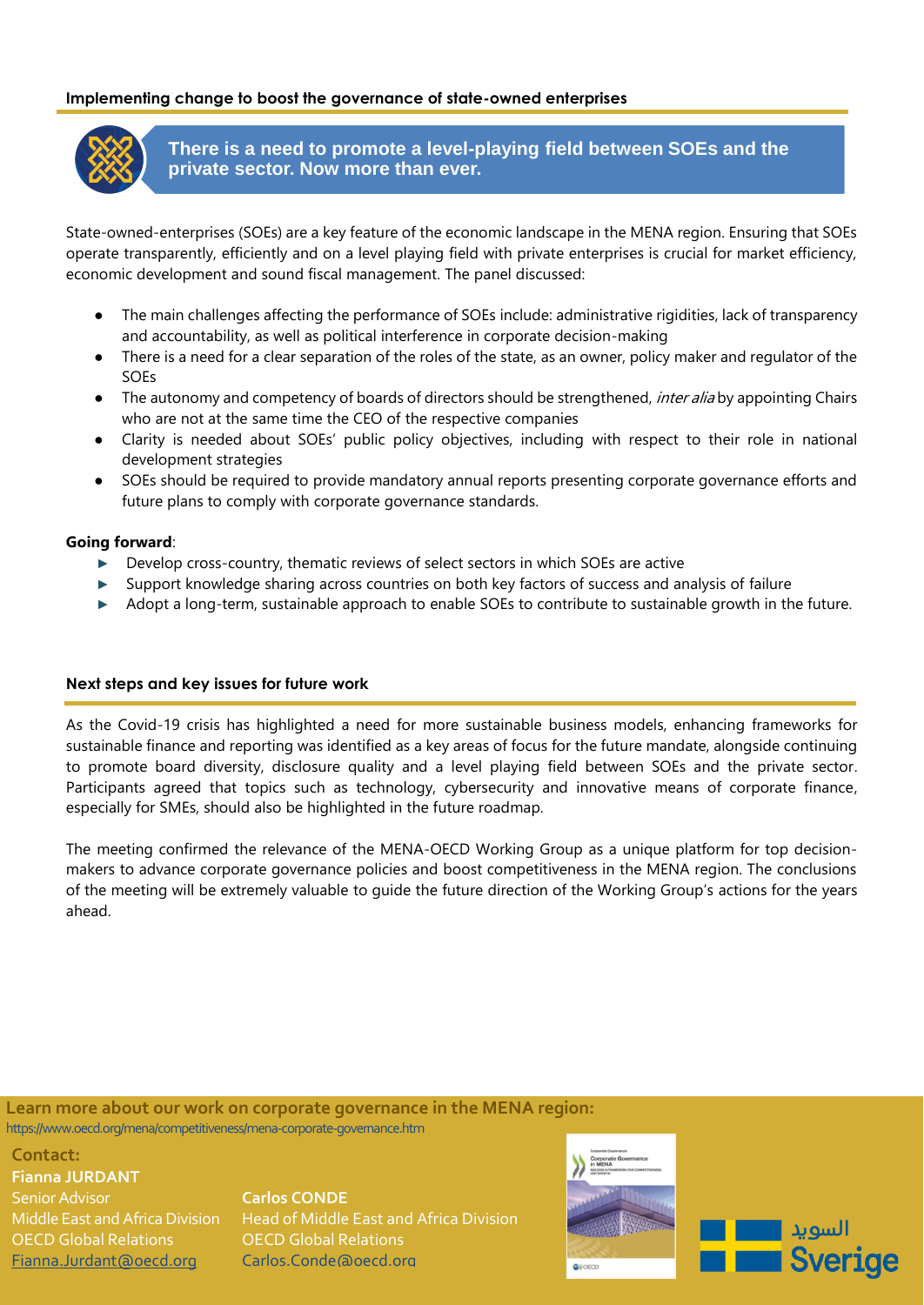### Implementing change to boost the governance of state-owned enterprises

**There is a need to promote a level-playing field between SOEs and the private sector. Now more than ever.**

State-owned-enterprises (SOEs) are a key feature of the economic landscape in the MENA region. Ensuring that SOEs operate transparently, efficiently and on a level playing field with private enterprises is crucial for market efficiency, economic development and sound fiscal management. The panel discussed:

- The main challenges affecting the performance of SOEs include: administrative rigidities, lack of transparency and accountability, as well as political interference in corporate decision-making
- There is a need for a clear separation of the roles of the state, as an owner, policy maker and regulator of the SOEs
- The autonomy and competency of boards of directors should be strengthened, *inter alia* by appointing Chairs who are not at the same time the CEO of the respective companies
- Clarity is needed about SOEs' public policy objectives, including with respect to their role in national development strategies
- SOEs should be required to provide mandatory annual reports presenting corporate governance efforts and future plans to comply with corporate governance standards.

**Going forward**:

- Develop cross-country, thematic reviews of select sectors in which SOEs are active
- Support knowledge sharing across countries on both key factors of success and analysis of failure
- Adopt a long-term, sustainable approach to enable SOEs to contribute to sustainable growth in the future.

### Next steps and key issues for future work

As the Covid-19 crisis has highlighted a need for more sustainable business models, enhancing frameworks for sustainable finance and reporting was identified as a key areas of focus for the future mandate, alongside continuing to promote board diversity, disclosure quality and a level playing field between SOEs and the private sector. Participants agreed that topics such as technology, cybersecurity and innovative means of corporate finance, especially for SMEs, should also be highlighted in the future roadmap.

The meeting confirmed the relevance of the MENA-OECD Working Group as a unique platform for top decision-makers to advance corporate governance policies and boost competitiveness in the MENA region. The conclusions of the meeting will be extremely valuable to guide the future direction of the Working Group's actions for the years ahead.

**Learn more about our work on corporate governance in the MENA region:**
https://www.oecd.org/mena/competitiveness/mena-corporate-governance.htm

**Contact:**

**Fianna JURDANT**
Senior Advisor
Middle East and Africa Division
OECD Global Relations
Fianna.Jurdant@oecd.org

**Carlos CONDE**
Head of Middle East and Africa Division
OECD Global Relations
Carlos.Conde@oecd.org

السويد
Sverige